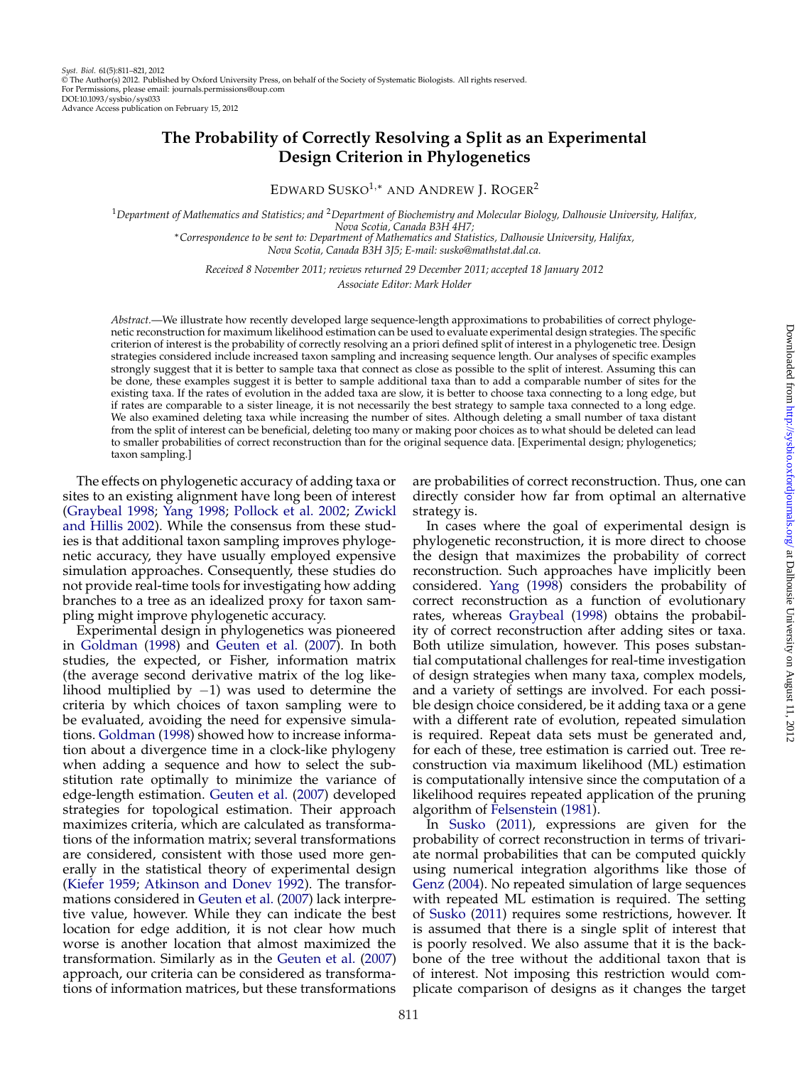Syst. Biol. 61(5):811–821, 2012
© The Author(s) 2012. Published by Oxford University Press, on behalf of the Society of Systematic Biologists. All rights reserved.
For Permissions, please email: journals.permissions@oup.com
DOI:10.1093/sysbio/sys033
Advance Access publication on February 15, 2012

# The Probability of Correctly Resolving a Split as an Experimental Design Criterion in Phylogenetics

Edward Susko[1,*] and Andrew J. Roger[2]

[1]*Department of Mathematics and Statistics; and* [2]*Department of Biochemistry and Molecular Biology, Dalhousie University, Halifax, Nova Scotia, Canada B3H 4H7;*
*Correspondence to be sent to: Department of Mathematics and Statistics, Dalhousie University, Halifax, Nova Scotia, Canada B3H 3J5; E-mail: susko@mathstat.dal.ca.*

*Received 8 November 2011; reviews returned 29 December 2011; accepted 18 January 2012*
*Associate Editor: Mark Holder*

*Abstract.*—We illustrate how recently developed large sequence-length approximations to probabilities of correct phylogenetic reconstruction for maximum likelihood estimation can be used to evaluate experimental design strategies. The specific criterion of interest is the probability of correctly resolving an a priori defined split of interest in a phylogenetic tree. Design strategies considered include increased taxon sampling and increasing sequence length. Our analyses of specific examples strongly suggest that it is better to sample taxa that connect as close as possible to the split of interest. Assuming this can be done, these examples suggest it is better to sample additional taxa than to add a comparable number of sites for the existing taxa. If the rates of evolution in the added taxa are slow, it is better to choose taxa connecting to a long edge, but if rates are comparable to a sister lineage, it is not necessarily the best strategy to sample taxa connected to a long edge. We also examined deleting taxa while increasing the number of sites. Although deleting a small number of taxa distant from the split of interest can be beneficial, deleting too many or making poor choices as to what should be deleted can lead to smaller probabilities of correct reconstruction than for the original sequence data. [Experimental design; phylogenetics; taxon sampling.]

The effects on phylogenetic accuracy of adding taxa or sites to an existing alignment have long been of interest (Graybeal 1998; Yang 1998; Pollock et al. 2002; Zwickl and Hillis 2002). While the consensus from these studies is that additional taxon sampling improves phylogenetic accuracy, they have usually employed expensive simulation approaches. Consequently, these studies do not provide real-time tools for investigating how adding branches to a tree as an idealized proxy for taxon sampling might improve phylogenetic accuracy.

Experimental design in phylogenetics was pioneered in Goldman (1998) and Geuten et al. (2007). In both studies, the expected, or Fisher, information matrix (the average second derivative matrix of the log likelihood multiplied by $-1$) was used to determine the criteria by which choices of taxon sampling were to be evaluated, avoiding the need for expensive simulations. Goldman (1998) showed how to increase information about a divergence time in a clock-like phylogeny when adding a sequence and how to select the substitution rate optimally to minimize the variance of edge-length estimation. Geuten et al. (2007) developed strategies for topological estimation. Their approach maximizes criteria, which are calculated as transformations of the information matrix; several transformations are considered, consistent with those used more generally in the statistical theory of experimental design (Kiefer 1959; Atkinson and Donev 1992). The transformations considered in Geuten et al. (2007) lack interpretive value, however. While they can indicate the best location for edge addition, it is not clear how much worse is another location that almost maximized the transformation. Similarly as in the Geuten et al. (2007) approach, our criteria can be considered as transformations of information matrices, but these transformations are probabilities of correct reconstruction. Thus, one can directly consider how far from optimal an alternative strategy is.

In cases where the goal of experimental design is phylogenetic reconstruction, it is more direct to choose the design that maximizes the probability of correct reconstruction. Such approaches have implicitly been considered. Yang (1998) considers the probability of correct reconstruction as a function of evolutionary rates, whereas Graybeal (1998) obtains the probability of correct reconstruction after adding sites or taxa. Both utilize simulation, however. This poses substantial computational challenges for real-time investigation of design strategies when many taxa, complex models, and a variety of settings are involved. For each possible design choice considered, be it adding taxa or a gene with a different rate of evolution, repeated simulation is required. Repeat data sets must be generated and, for each of these, tree estimation is carried out. Tree reconstruction via maximum likelihood (ML) estimation is computationally intensive since the computation of a likelihood requires repeated application of the pruning algorithm of Felsenstein (1981).

In Susko (2011), expressions are given for the probability of correct reconstruction in terms of trivariate normal probabilities that can be computed quickly using numerical integration algorithms like those of Genz (2004). No repeated simulation of large sequences with repeated ML estimation is required. The setting of Susko (2011) requires some restrictions, however. It is assumed that there is a single split of interest that is poorly resolved. We also assume that it is the backbone of the tree without the additional taxon that is of interest. Not imposing this restriction would complicate comparison of designs as it changes the target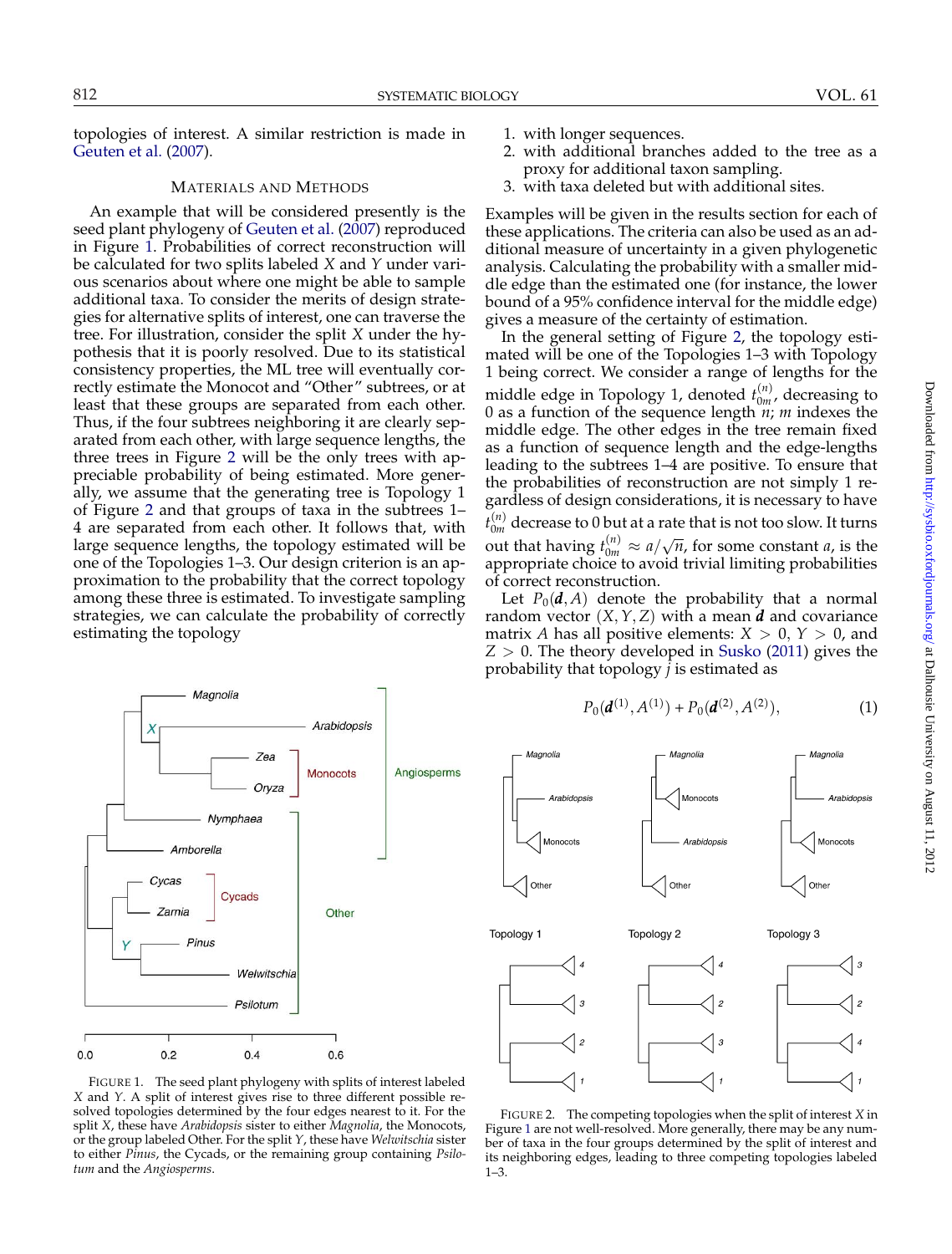topologies of interest. A similar restriction is made in Geuten et al. (2007).

## Materials and Methods

An example that will be considered presently is the seed plant phylogeny of Geuten et al. (2007) reproduced in Figure 1. Probabilities of correct reconstruction will be calculated for two splits labeled $X$ and $Y$ under various scenarios about where one might be able to sample additional taxa. To consider the merits of design strategies for alternative splits of interest, one can traverse the tree. For illustration, consider the split $X$ under the hypothesis that it is poorly resolved. Due to its statistical consistency properties, the ML tree will eventually correctly estimate the Monocot and "Other" subtrees, or at least that these groups are separated from each other. Thus, if the four subtrees neighboring it are clearly separated from each other, with large sequence lengths, the three trees in Figure 2 will be the only trees with appreciable probability of being estimated. More generally, we assume that the generating tree is Topology 1 of Figure 2 and that groups of taxa in the subtrees 1–4 are separated from each other. It follows that, with large sequence lengths, the topology estimated will be one of the Topologies 1–3. Our design criterion is an approximation to the probability that the correct topology among these three is estimated. To investigate sampling strategies, we can calculate the probability of correctly estimating the topology

FIGURE 1. The seed plant phylogeny with splits of interest labeled $X$ and $Y$. A split of interest gives rise to three different possible resolved topologies determined by the four edges nearest to it. For the split $X$, these have *Arabidopsis* sister to either *Magnolia*, the Monocots, or the group labeled Other. For the split $Y$, these have *Welwitschia* sister to either *Pinus*, the Cycads, or the remaining group containing *Psilotum* and the *Angiosperms*.

1. with longer sequences.
2. with additional branches added to the tree as a proxy for additional taxon sampling.
3. with taxa deleted but with additional sites.

Examples will be given in the results section for each of these applications. The criteria can also be used as an additional measure of uncertainty in a given phylogenetic analysis. Calculating the probability with a smaller middle edge than the estimated one (for instance, the lower bound of a 95% confidence interval for the middle edge) gives a measure of the certainty of estimation.

In the general setting of Figure 2, the topology estimated will be one of the Topologies 1–3 with Topology 1 being correct. We consider a range of lengths for the middle edge in Topology 1, denoted $t_{0m}^{(n)}$, decreasing to 0 as a function of the sequence length $n$; $m$ indexes the middle edge. The other edges in the tree remain fixed as a function of sequence length and the edge-lengths leading to the subtrees 1–4 are positive. To ensure that the probabilities of reconstruction are not simply 1 regardless of design considerations, it is necessary to have $t_{0m}^{(n)}$ decrease to 0 but at a rate that is not too slow. It turns out that having $t_{0m}^{(n)} \approx a/\sqrt{n}$, for some constant $a$, is the appropriate choice to avoid trivial limiting probabilities of correct reconstruction.

Let $P_0(\boldsymbol{d}, A)$ denote the probability that a normal random vector $(X, Y, Z)$ with a mean vector $\boldsymbol{d}$ and covariance matrix $A$ has all positive elements: $X > 0$, $Y > 0$, and $Z > 0$. The theory developed in Susko (2011) gives the probability that topology $j$ is estimated as

$$P_0(\boldsymbol{d}^{(1)}, A^{(1)}) + P_0(\boldsymbol{d}^{(2)}, A^{(2)}), \tag{1}$$

FIGURE 2. The competing topologies when the split of interest $X$ in Figure 1 are not well-resolved. More generally, there may be any number of taxa in the four groups determined by the split of interest and its neighboring edges, leading to three competing topologies labeled 1–3.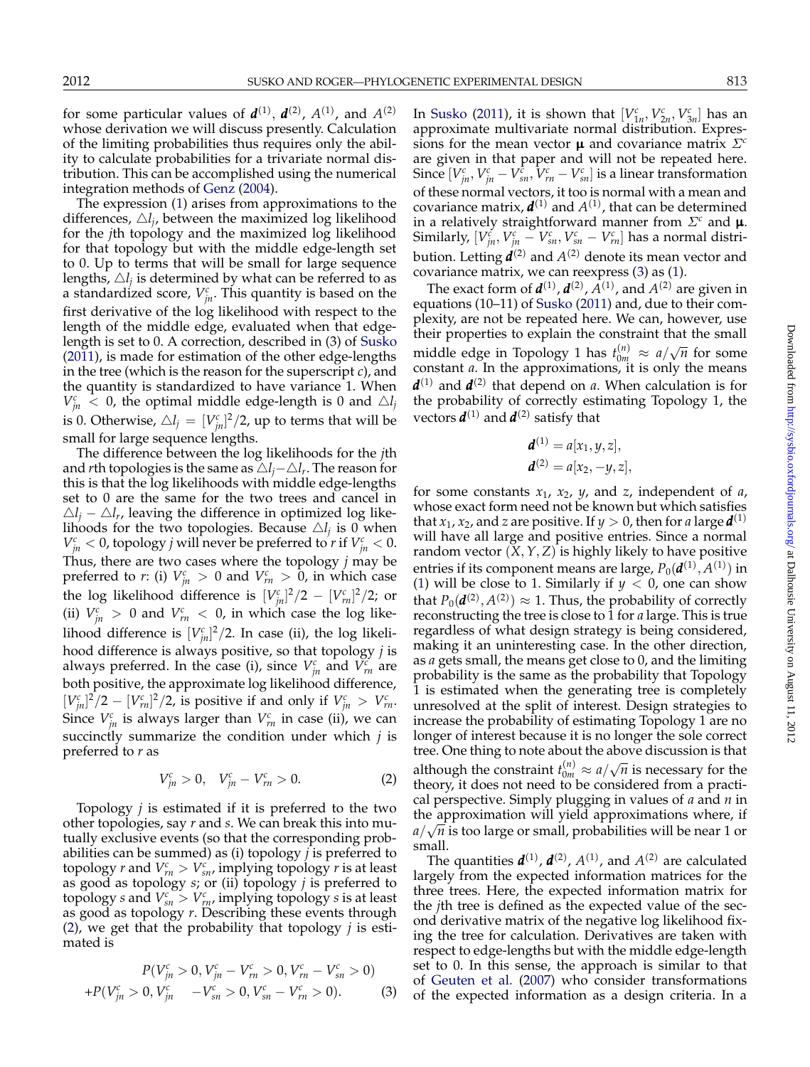for some particular values of $\boldsymbol{d}^{(1)}$, $\boldsymbol{d}^{(2)}$, $A^{(1)}$, and $A^{(2)}$ whose derivation we will discuss presently. Calculation of the limiting probabilities thus requires only the ability to calculate probabilities for a trivariate normal distribution. This can be accomplished using the numerical integration methods of Genz (2004).

The expression (1) arises from approximations to the differences, $\triangle l_j$, between the maximized log likelihood for the $j$th topology and the maximized log likelihood for that topology but with the middle edge-length set to 0. Up to terms that will be small for large sequence lengths, $\triangle l_j$ is determined by what can be referred to as a standardized score, $V^c_{jn}$. This quantity is based on the first derivative of the log likelihood with respect to the length of the middle edge, evaluated when that edge-length is set to 0. A correction, described in (3) of Susko (2011), is made for estimation of the other edge-lengths in the tree (which is the reason for the superscript $c$), and the quantity is standardized to have variance 1. When $V^c_{jn} < 0$, the optimal middle edge-length is 0 and $\triangle l_j$ is 0. Otherwise, $\triangle l_j = [V^c_{jn}]^2/2$, up to terms that will be small for large sequence lengths.

The difference between the log likelihoods for the $j$th and $r$th topologies is the same as $\triangle l_j - \triangle l_r$. The reason for this is that the log likelihoods with middle edge-lengths set to 0 are the same for the two trees and cancel in $\triangle l_j - \triangle l_r$, leaving the difference in optimized log likelihoods for the two topologies. Because $\triangle l_j$ is 0 when $V^c_{jn} < 0$, topology $j$ will never be preferred to $r$ if $V^c_{jn} < 0$. Thus, there are two cases where the topology $j$ may be preferred to $r$: (i) $V^c_{jn} > 0$ and $V^c_{rn} > 0$, in which case the log likelihood difference is $[V^c_{jn}]^2/2 - [V^c_{rn}]^2/2$; or (ii) $V^c_{jn} > 0$ and $V^c_{rn} < 0$, in which case the log likelihood difference is $[V^c_{jn}]^2/2$. In case (ii), the log likelihood difference is always positive, so that topology $j$ is always preferred. In the case (i), since $V^c_{jn}$ and $V^c_{rn}$ are both positive, the approximate log likelihood difference, $[V^c_{jn}]^2/2 - [V^c_{rn}]^2/2$, is positive if and only if $V^c_{jn} > V^c_{rn}$. Since $V^c_{jn}$ is always larger than $V^c_{rn}$ in case (ii), we can succinctly summarize the condition under which $j$ is preferred to $r$ as

$$V^c_{jn} > 0, \quad V^c_{jn} - V^c_{rn} > 0. \tag{2}$$

Topology $j$ is estimated if it is preferred to the two other topologies, say $r$ and $s$. We can break this into mutually exclusive events (so that the corresponding probabilities can be summed) as (i) topology $j$ is preferred to topology $r$ and $V^c_{rn} > V^c_{sn}$, implying topology $r$ is at least as good as topology $s$; or (ii) topology $j$ is preferred to topology $s$ and $V^c_{sn} > V^c_{rn}$, implying topology $s$ is at least as good as topology $r$. Describing these events through (2), we get that the probability that topology $j$ is estimated is

$$\begin{aligned} &P(V^c_{jn} > 0, V^c_{jn} - V^c_{rn} > 0, V^c_{rn} - V^c_{sn} > 0) \\ +&P(V^c_{jn} > 0, V^c_{jn} - V^c_{sn} > 0, V^c_{sn} - V^c_{rn} > 0). \end{aligned} \tag{3}$$

In Susko (2011), it is shown that $[V^c_{1n}, V^c_{2n}, V^c_{3n}]$ has an approximate multivariate normal distribution. Expressions for the mean vector $\boldsymbol{\mu}$ and covariance matrix $\Sigma^c$ are given in that paper and will not be repeated here. Since $[V^c_{jn}, V^c_{jn} - V^c_{sn}, V^c_{rn} - V^c_{sn}]$ is a linear transformation of these normal vectors, it too is normal with a mean and covariance matrix, $\boldsymbol{d}^{(1)}$ and $A^{(1)}$, that can be determined in a relatively straightforward manner from $\Sigma^c$ and $\boldsymbol{\mu}$. Similarly, $[V^c_{jn}, V^c_{jn} - V^c_{sn}, V^c_{sn} - V^c_{rn}]$ has a normal distribution. Letting $\boldsymbol{d}^{(2)}$ and $A^{(2)}$ denote its mean vector and covariance matrix, we can reexpress (3) as (1).

The exact form of $\boldsymbol{d}^{(1)}$, $\boldsymbol{d}^{(2)}$, $A^{(1)}$, and $A^{(2)}$ are given in equations (10–11) of Susko (2011) and, due to their complexity, are not be repeated here. We can, however, use their properties to explain the constraint that the small middle edge in Topology 1 has $t^{(n)}_{0m} \approx a/\sqrt{n}$ for some constant $a$. In the approximations, it is only the means $\boldsymbol{d}^{(1)}$ and $\boldsymbol{d}^{(2)}$ that depend on $a$. When calculation is for the probability of correctly estimating Topology 1, the vectors $\boldsymbol{d}^{(1)}$ and $\boldsymbol{d}^{(2)}$ satisfy that

$$\begin{aligned} \boldsymbol{d}^{(1)} &= a[x_1, y, z], \\ \boldsymbol{d}^{(2)} &= a[x_2, -y, z], \end{aligned}$$

for some constants $x_1$, $x_2$, $y$, and $z$, independent of $a$, whose exact form need not be known but which satisfies that $x_1$, $x_2$, and $z$ are positive. If $y > 0$, then for $a$ large $\boldsymbol{d}^{(1)}$ will have all large and positive entries. Since a normal random vector $(X, Y, Z)$ is highly likely to have positive entries if its component means are large, $P_0(\boldsymbol{d}^{(1)}, A^{(1)})$ in (1) will be close to 1. Similarly if $y < 0$, one can show that $P_0(\boldsymbol{d}^{(2)}, A^{(2)}) \approx 1$. Thus, the probability of correctly reconstructing the tree is close to 1 for $a$ large. This is true regardless of what design strategy is being considered, making it an uninteresting case. In the other direction, as $a$ gets small, the means get close to 0, and the limiting probability is the same as the probability that Topology 1 is estimated when the generating tree is completely unresolved at the split of interest. Design strategies to increase the probability of estimating Topology 1 are no longer of interest because it is no longer the sole correct tree. One thing to note about the above discussion is that although the constraint $t^{(n)}_{0m} \approx a/\sqrt{n}$ is necessary for the theory, it does not need to be considered from a practical perspective. Simply plugging in values of $a$ and $n$ in the approximation will yield approximations where, if $a/\sqrt{n}$ is too large or small, probabilities will be near 1 or small.

The quantities $\boldsymbol{d}^{(1)}$, $\boldsymbol{d}^{(2)}$, $A^{(1)}$, and $A^{(2)}$ are calculated largely from the expected information matrices for the three trees. Here, the expected information matrix for the $j$th tree is defined as the expected value of the second derivative matrix of the negative log likelihood fixing the tree for calculation. Derivatives are taken with respect to edge-lengths but with the middle edge-length set to 0. In this sense, the approach is similar to that of Geuten et al. (2007) who consider transformations of the expected information as a design criteria. In a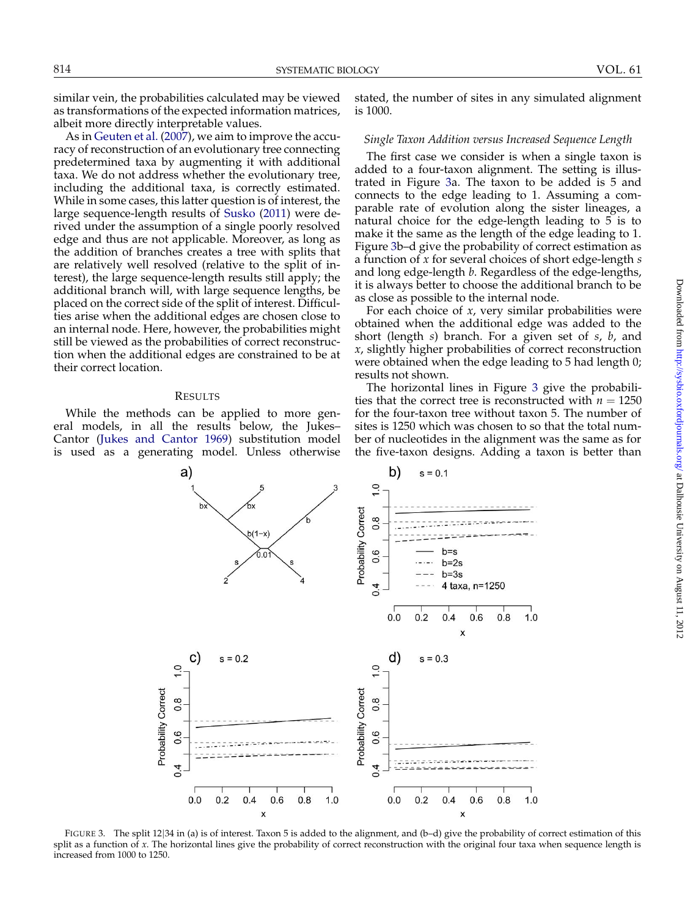similar vein, the probabilities calculated may be viewed as transformations of the expected information matrices, albeit more directly interpretable values.

As in Geuten et al. (2007), we aim to improve the accuracy of reconstruction of an evolutionary tree connecting predetermined taxa by augmenting it with additional taxa. We do not address whether the evolutionary tree, including the additional taxa, is correctly estimated. While in some cases, this latter question is of interest, the large sequence-length results of Susko (2011) were derived under the assumption of a single poorly resolved edge and thus are not applicable. Moreover, as long as the addition of branches creates a tree with splits that are relatively well resolved (relative to the split of interest), the large sequence-length results still apply; the additional branch will, with large sequence lengths, be placed on the correct side of the split of interest. Difficulties arise when the additional edges are chosen close to an internal node. Here, however, the probabilities might still be viewed as the probabilities of correct reconstruction when the additional edges are constrained to be at their correct location.

## RESULTS

While the methods can be applied to more general models, in all the results below, the Jukes–Cantor (Jukes and Cantor 1969) substitution model is used as a generating model. Unless otherwise stated, the number of sites in any simulated alignment is 1000.

### *Single Taxon Addition versus Increased Sequence Length*

The first case we consider is when a single taxon is added to a four-taxon alignment. The setting is illustrated in Figure 3a. The taxon to be added is 5 and connects to the edge leading to 1. Assuming a comparable rate of evolution along the sister lineages, a natural choice for the edge-length leading to 5 is to make it the same as the length of the edge leading to 1. Figure 3b–d give the probability of correct estimation as a function of $x$ for several choices of short edge-length $s$ and long edge-length $b$. Regardless of the edge-lengths, it is always better to choose the additional branch to be as close as possible to the internal node.

For each choice of $x$, very similar probabilities were obtained when the additional edge was added to the short (length $s$) branch. For a given set of $s$, $b$, and $x$, slightly higher probabilities of correct reconstruction were obtained when the edge leading to 5 had length 0; results not shown.

The horizontal lines in Figure 3 give the probabilities that the correct tree is reconstructed with $n = 1250$ for the four-taxon tree without taxon 5. The number of sites is 1250 which was chosen to so that the total number of nucleotides in the alignment was the same as for the five-taxon designs. Adding a taxon is better than

FIGURE 3. The split 12|34 in (a) is of interest. Taxon 5 is added to the alignment, and (b–d) give the probability of correct estimation of this split as a function of $x$. The horizontal lines give the probability of correct reconstruction with the original four taxa when sequence length is increased from 1000 to 1250.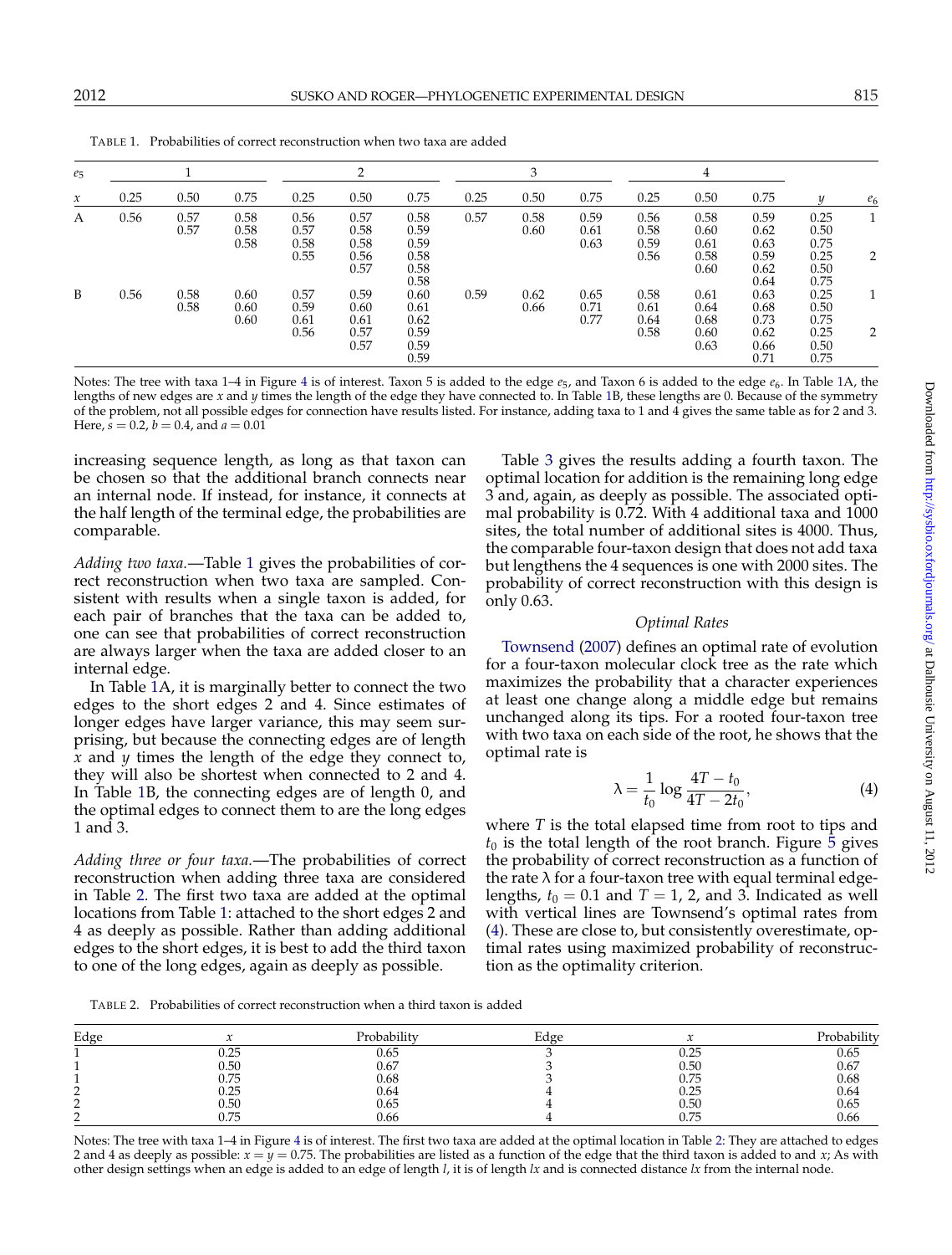TABLE 1. Probabilities of correct reconstruction when two taxa are added

| $e_5$ | 1 | | | 2 | | | 3 | | | 4 | | | | |
|---|---|---|---|---|---|---|---|---|---|---|---|---|---|---|
| $x$ | 0.25 | 0.50 | 0.75 | 0.25 | 0.50 | 0.75 | 0.25 | 0.50 | 0.75 | 0.25 | 0.50 | 0.75 | $y$ | $e_6$ |
| A | 0.56 | 0.57 | 0.58 | 0.56 | 0.57 | 0.58 | 0.57 | 0.58 | 0.59 | 0.56 | 0.58 | 0.59 | 0.25 | 1 |
| | | 0.57 | 0.58 | 0.57 | 0.58 | 0.59 | | 0.60 | 0.61 | 0.58 | 0.60 | 0.62 | 0.50 | |
| | | | 0.58 | 0.58 | 0.58 | 0.59 | | | 0.63 | 0.59 | 0.61 | 0.63 | 0.75 | |
| | | | | 0.55 | 0.56 | 0.58 | | | | 0.56 | 0.58 | 0.59 | 0.25 | 2 |
| | | | | | 0.57 | 0.58 | | | | | 0.60 | 0.62 | 0.50 | |
| | | | | | | 0.58 | | | | | | 0.64 | 0.75 | |
| B | 0.56 | 0.58 | 0.60 | 0.57 | 0.59 | 0.60 | 0.59 | 0.62 | 0.65 | 0.58 | 0.61 | 0.63 | 0.25 | 1 |
| | | 0.58 | 0.60 | 0.59 | 0.60 | 0.61 | | 0.66 | 0.71 | 0.61 | 0.64 | 0.68 | 0.50 | |
| | | | 0.60 | 0.61 | 0.61 | 0.62 | | | 0.77 | 0.64 | 0.68 | 0.73 | 0.75 | |
| | | | | 0.56 | 0.57 | 0.59 | | | | 0.58 | 0.60 | 0.62 | 0.25 | 2 |
| | | | | | 0.57 | 0.59 | | | | | 0.63 | 0.66 | 0.50 | |
| | | | | | | 0.59 | | | | | | 0.71 | 0.75 | |

Notes: The tree with taxa 1–4 in Figure 4 is of interest. Taxon 5 is added to the edge $e_5$, and Taxon 6 is added to the edge $e_6$. In Table 1A, the lengths of new edges are $x$ and $y$ times the length of the edge they have connected to. In Table 1B, these lengths are 0. Because of the symmetry of the problem, not all possible edges for connection have results listed. For instance, adding taxa to 1 and 4 gives the same table as for 2 and 3. Here, $s = 0.2$, $b = 0.4$, and $a = 0.01$

increasing sequence length, as long as that taxon can be chosen so that the additional branch connects near an internal node. If instead, for instance, it connects at the half length of the terminal edge, the probabilities are comparable.

*Adding two taxa.*—Table 1 gives the probabilities of correct reconstruction when two taxa are sampled. Consistent with results when a single taxon is added, for each pair of branches that the taxa can be added to, one can see that probabilities of correct reconstruction are always larger when the taxa are added closer to an internal edge.

In Table 1A, it is marginally better to connect the two edges to the short edges 2 and 4. Since estimates of longer edges have larger variance, this may seem surprising, but because the connecting edges are of length $x$ and $y$ times the length of the edge they connect to, they will also be shortest when connected to 2 and 4. In Table 1B, the connecting edges are of length 0, and the optimal edges to connect them to are the long edges 1 and 3.

*Adding three or four taxa.*—The probabilities of correct reconstruction when adding three taxa are considered in Table 2. The first two taxa are added at the optimal locations from Table 1: attached to the short edges 2 and 4 as deeply as possible. Rather than adding additional edges to the short edges, it is best to add the third taxon to one of the long edges, again as deeply as possible.

Table 3 gives the results adding a fourth taxon. The optimal location for addition is the remaining long edge 3 and, again, as deeply as possible. The associated optimal probability is 0.72. With 4 additional taxa and 1000 sites, the total number of additional sites is 4000. Thus, the comparable four-taxon design that does not add taxa but lengthens the 4 sequences is one with 2000 sites. The probability of correct reconstruction with this design is only 0.63.

### Optimal Rates

Townsend (2007) defines an optimal rate of evolution for a four-taxon molecular clock tree as the rate which maximizes the probability that a character experiences at least one change along a middle edge but remains unchanged along its tips. For a rooted four-taxon tree with two taxa on each side of the root, he shows that the optimal rate is

$$\lambda = \frac{1}{t_0} \log \frac{4T - t_0}{4T - 2t_0}, \tag{4}$$

where $T$ is the total elapsed time from root to tips and $t_0$ is the total length of the root branch. Figure 5 gives the probability of correct reconstruction as a function of the rate $\lambda$ for a four-taxon tree with equal terminal edge-lengths, $t_0 = 0.1$ and $T = 1$, 2, and 3. Indicated as well with vertical lines are Townsend's optimal rates from (4). These are close to, but consistently overestimate, optimal rates using maximized probability of reconstruction as the optimality criterion.

TABLE 2. Probabilities of correct reconstruction when a third taxon is added

| Edge | $x$ | Probability | Edge | $x$ | Probability |
|---|---|---|---|---|---|
| 1 | 0.25 | 0.65 | 3 | 0.25 | 0.65 |
| 1 | 0.50 | 0.67 | 3 | 0.50 | 0.67 |
| 1 | 0.75 | 0.68 | 3 | 0.75 | 0.68 |
| 2 | 0.25 | 0.64 | 4 | 0.25 | 0.64 |
| 2 | 0.50 | 0.65 | 4 | 0.50 | 0.65 |
| 2 | 0.75 | 0.66 | 4 | 0.75 | 0.66 |

Notes: The tree with taxa 1–4 in Figure 4 is of interest. The first two taxa are added at the optimal location in Table 2: They are attached to edges 2 and 4 as deeply as possible: $x = y = 0.75$. The probabilities are listed as a function of the edge that the third taxon is added to and $x$; As with other design settings when an edge is added to an edge of length $l$, it is of length $lx$ and is connected distance $lx$ from the internal node.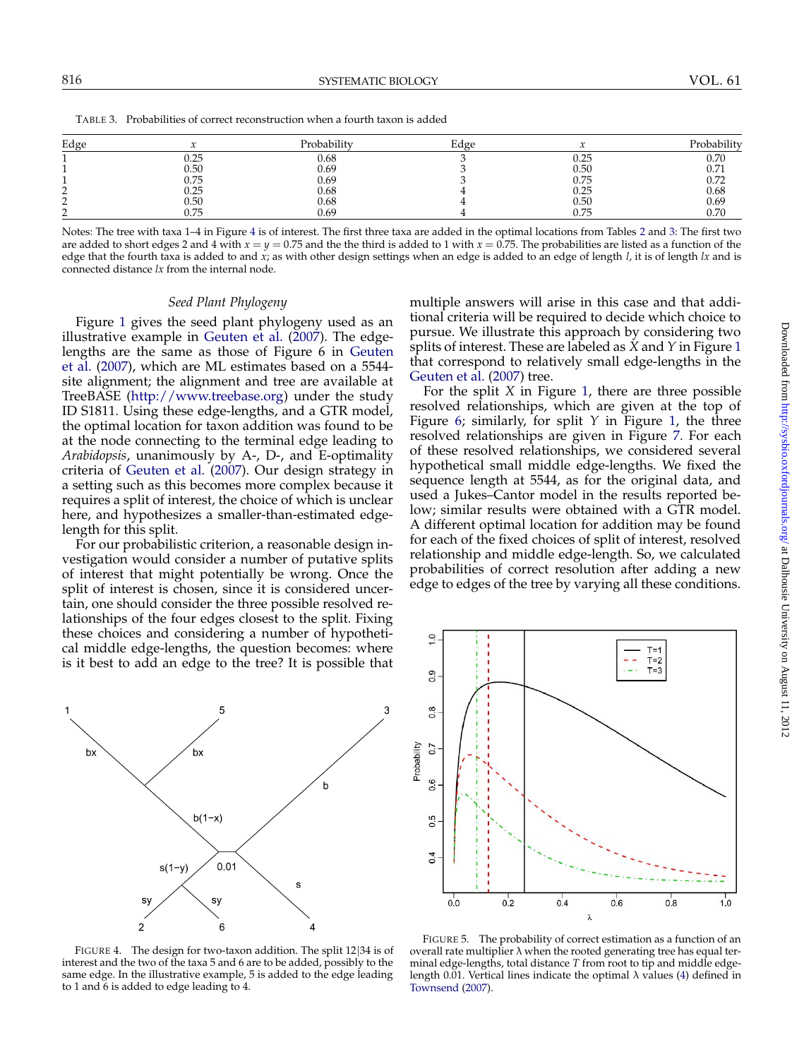TABLE 3. Probabilities of correct reconstruction when a fourth taxon is added

| Edge | $x$ | Probability | Edge | $x$ | Probability |
|---|---|---|---|---|---|
| 1 | 0.25 | 0.68 | 3 | 0.25 | 0.70 |
| 1 | 0.50 | 0.69 | 3 | 0.50 | 0.71 |
| 1 | 0.75 | 0.69 | 3 | 0.75 | 0.72 |
| 2 | 0.25 | 0.68 | 4 | 0.25 | 0.68 |
| 2 | 0.50 | 0.68 | 4 | 0.50 | 0.69 |
| 2 | 0.75 | 0.69 | 4 | 0.75 | 0.70 |

Notes: The tree with taxa 1–4 in Figure 4 is of interest. The first three taxa are added in the optimal locations from Tables 2 and 3: The first two are added to short edges 2 and 4 with $x = y = 0.75$ and the the third is added to 1 with $x = 0.75$. The probabilities are listed as a function of the edge that the fourth taxa is added to and $x$; as with other design settings when an edge is added to an edge of length $l$, it is of length $lx$ and is connected distance $lx$ from the internal node.

### *Seed Plant Phylogeny*

Figure 1 gives the seed plant phylogeny used as an illustrative example in Geuten et al. (2007). The edge-lengths are the same as those of Figure 6 in Geuten et al. (2007), which are ML estimates based on a 5544-site alignment; the alignment and tree are available at TreeBASE (http://www.treebase.org) under the study ID S1811. Using these edge-lengths, and a GTR model, the optimal location for taxon addition was found to be at the node connecting to the terminal edge leading to *Arabidopsis*, unanimously by A-, D-, and E-optimality criteria of Geuten et al. (2007). Our design strategy in a setting such as this becomes more complex because it requires a split of interest, the choice of which is unclear here, and hypothesizes a smaller-than-estimated edge-length for this split.

For our probabilistic criterion, a reasonable design investigation would consider a number of putative splits of interest that might potentially be wrong. Once the split of interest is chosen, since it is considered uncertain, one should consider the three possible resolved relationships of the four edges closest to the split. Fixing these choices and considering a number of hypothetical middle edge-lengths, the question becomes: where is it best to add an edge to the tree? It is possible that multiple answers will arise in this case and that additional criteria will be required to decide which choice to pursue. We illustrate this approach by considering two splits of interest. These are labeled as $X$ and $Y$ in Figure 1 that correspond to relatively small edge-lengths in the Geuten et al. (2007) tree.

For the split $X$ in Figure 1, there are three possible resolved relationships, which are given at the top of Figure 6; similarly, for split $Y$ in Figure 1, the three resolved relationships are given in Figure 7. For each of these resolved relationships, we considered several hypothetical small middle edge-lengths. We fixed the sequence length at 5544, as for the original data, and used a Jukes–Cantor model in the results reported below; similar results were obtained with a GTR model. A different optimal location for addition may be found for each of the fixed choices of split of interest, resolved relationship and middle edge-length. So, we calculated probabilities of correct resolution after adding a new edge to edges of the tree by varying all these conditions.

FIGURE 4. The design for two-taxon addition. The split 12|34 is of interest and the two of the taxa 5 and 6 are to be added, possibly to the same edge. In the illustrative example, 5 is added to the edge leading to 1 and 6 is added to edge leading to 4.

FIGURE 5. The probability of correct estimation as a function of an overall rate multiplier λ when the rooted generating tree has equal terminal edge-lengths, total distance $T$ from root to tip and middle edge-length 0.01. Vertical lines indicate the optimal λ values (4) defined in Townsend (2007).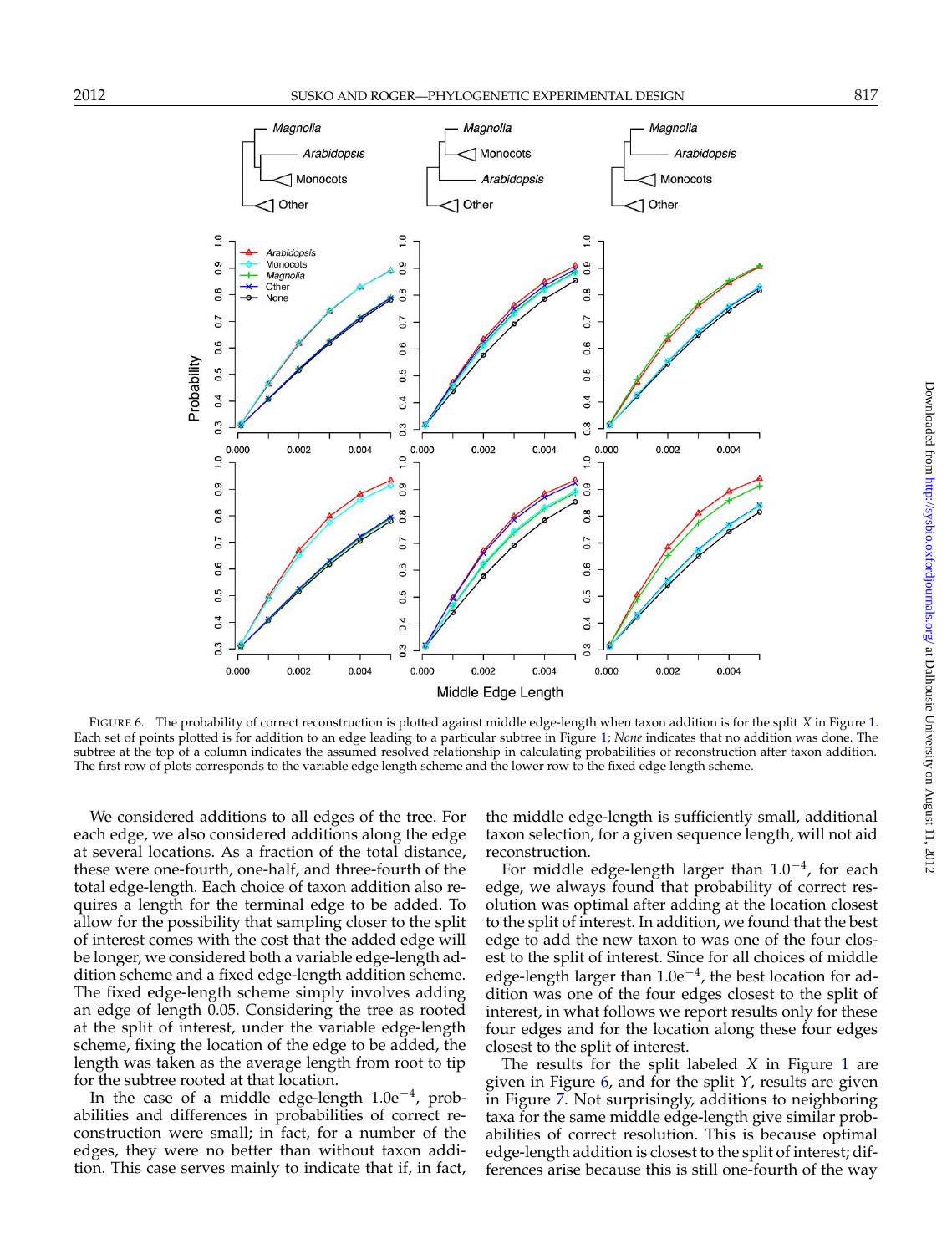FIGURE 6. The probability of correct reconstruction is plotted against middle edge-length when taxon addition is for the split $X$ in Figure 1. Each set of points plotted is for addition to an edge leading to a particular subtree in Figure 1; *None* indicates that no addition was done. The subtree at the top of a column indicates the assumed resolved relationship in calculating probabilities of reconstruction after taxon addition. The first row of plots corresponds to the variable edge length scheme and the lower row to the fixed edge length scheme.

We considered additions to all edges of the tree. For each edge, we also considered additions along the edge at several locations. As a fraction of the total distance, these were one-fourth, one-half, and three-fourth of the total edge-length. Each choice of taxon addition also requires a length for the terminal edge to be added. To allow for the possibility that sampling closer to the split of interest comes with the cost that the added edge will be longer, we considered both a variable edge-length addition scheme and a fixed edge-length addition scheme. The fixed edge-length scheme simply involves adding an edge of length 0.05. Considering the tree as rooted at the split of interest, under the variable edge-length scheme, fixing the location of the edge to be added, the length was taken as the average length from root to tip for the subtree rooted at that location.

In the case of a middle edge-length $1.0e^{-4}$, probabilities and differences in probabilities of correct reconstruction were small; in fact, for a number of the edges, they were no better than without taxon addition. This case serves mainly to indicate that if, in fact, the middle edge-length is sufficiently small, additional taxon selection, for a given sequence length, will not aid reconstruction.

For middle edge-length larger than $1.0^{-4}$, for each edge, we always found that probability of correct resolution was optimal after adding at the location closest to the split of interest. In addition, we found that the best edge to add the new taxon to was one of the four closest to the split of interest. Since for all choices of middle edge-length larger than $1.0e^{-4}$, the best location for addition was one of the four edges closest to the split of interest, in what follows we report results only for these four edges and for the location along these four edges closest to the split of interest.

The results for the split labeled $X$ in Figure 1 are given in Figure 6, and for the split $Y$, results are given in Figure 7. Not surprisingly, additions to neighboring taxa for the same middle edge-length give similar probabilities of correct resolution. This is because optimal edge-length addition is closest to the split of interest; differences arise because this is still one-fourth of the way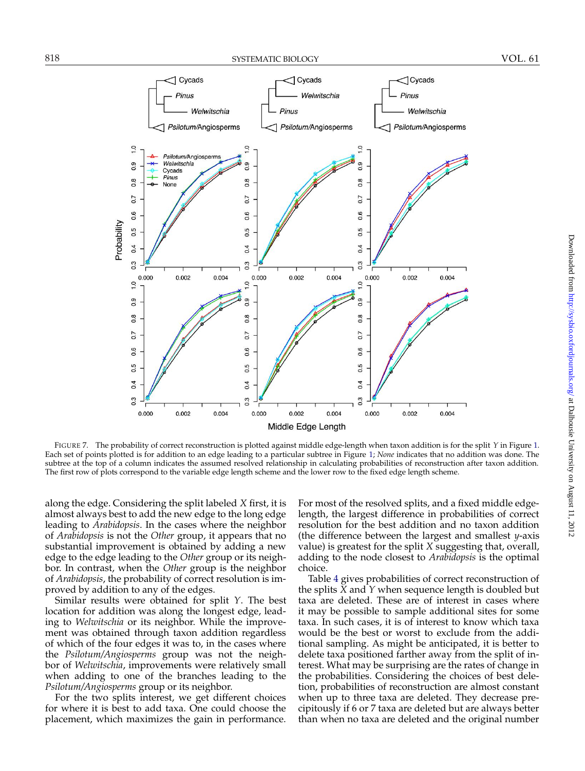FIGURE 7. The probability of correct reconstruction is plotted against middle edge-length when taxon addition is for the split $Y$ in Figure 1. Each set of points plotted is for addition to an edge leading to a particular subtree in Figure 1; *None* indicates that no addition was done. The subtree at the top of a column indicates the assumed resolved relationship in calculating probabilities of reconstruction after taxon addition. The first row of plots correspond to the variable edge length scheme and the lower row to the fixed edge length scheme.

along the edge. Considering the split labeled $X$ first, it is almost always best to add the new edge to the long edge leading to *Arabidopsis*. In the cases where the neighbor of *Arabidopsis* is not the *Other* group, it appears that no substantial improvement is obtained by adding a new edge to the edge leading to the *Other* group or its neighbor. In contrast, when the *Other* group is the neighbor of *Arabidopsis*, the probability of correct resolution is improved by addition to any of the edges.

Similar results were obtained for split $Y$. The best location for addition was along the longest edge, leading to *Welwitschia* or its neighbor. While the improvement was obtained through taxon addition regardless of which of the four edges it was to, in the cases where the *Psilotum/Angiosperms* group was not the neighbor of *Welwitschia*, improvements were relatively small when adding to one of the branches leading to the *Psilotum/Angiosperms* group or its neighbor.

For the two splits interest, we get different choices for where it is best to add taxa. One could choose the placement, which maximizes the gain in performance. For most of the resolved splits, and a fixed middle edge-length, the largest difference in probabilities of correct resolution for the best addition and no taxon addition (the difference between the largest and smallest $y$-axis value) is greatest for the split $X$ suggesting that, overall, adding to the node closest to *Arabidopsis* is the optimal choice.

Table 4 gives probabilities of correct reconstruction of the splits $X$ and $Y$ when sequence length is doubled but taxa are deleted. These are of interest in cases where it may be possible to sample additional sites for some taxa. In such cases, it is of interest to know which taxa would be the best or worst to exclude from the additional sampling. As might be anticipated, it is better to delete taxa positioned farther away from the split of interest. What may be surprising are the rates of change in the probabilities. Considering the choices of best deletion, probabilities of reconstruction are almost constant when up to three taxa are deleted. They decrease precipitously if 6 or 7 taxa are deleted but are always better than when no taxa are deleted and the original number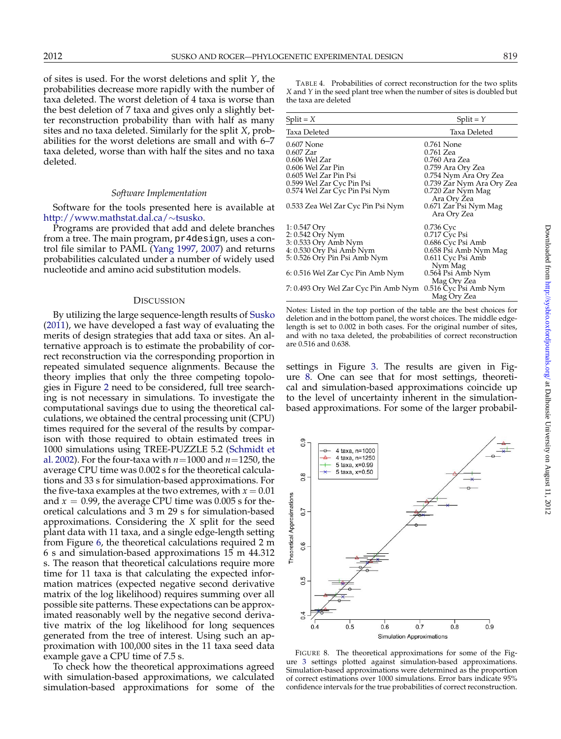of sites is used. For the worst deletions and split $Y$, the probabilities decrease more rapidly with the number of taxa deleted. The worst deletion of 4 taxa is worse than the best deletion of 7 taxa and gives only a slightly better reconstruction probability than with half as many sites and no taxa deleted. Similarly for the split $X$, probabilities for the worst deletions are small and with 6–7 taxa deleted, worse than with half the sites and no taxa deleted.

### *Software Implementation*

Software for the tools presented here is available at http://www.mathstat.dal.ca/~tsusko.

Programs are provided that add and delete branches from a tree. The main program, `pr4design`, uses a control file similar to PAML (Yang 1997, 2007) and returns probabilities calculated under a number of widely used nucleotide and amino acid substitution models.

## Discussion

By utilizing the large sequence-length results of Susko (2011), we have developed a fast way of evaluating the merits of design strategies that add taxa or sites. An alternative approach is to estimate the probability of correct reconstruction via the corresponding proportion in repeated simulated sequence alignments. Because the theory implies that only the three competing topologies in Figure 2 need to be considered, full tree searching is not necessary in simulations. To investigate the computational savings due to using the theoretical calculations, we obtained the central processing unit (CPU) times required for the several of the results by comparison with those required to obtain estimated trees in 1000 simulations using TREE-PUZZLE 5.2 (Schmidt et al. 2002). For the four-taxa with $n$=1000 and $n$=1250, the average CPU time was 0.002 s for the theoretical calculations and 33 s for simulation-based approximations. For the five-taxa examples at the two extremes, with $x = 0.01$ and $x = 0.99$, the average CPU time was 0.005 s for theoretical calculations and 3 m 29 s for simulation-based approximations. Considering the $X$ split for the seed plant data with 11 taxa, and a single edge-length setting from Figure 6, the theoretical calculations required 2 m 6 s and simulation-based approximations 15 m 44.312 s. The reason that theoretical calculations require more time for 11 taxa is that calculating the expected information matrices (expected negative second derivative matrix of the log likelihood) requires summing over all possible site patterns. These expectations can be approximated reasonably well by the negative second derivative matrix of the log likelihood for long sequences generated from the tree of interest. Using such an approximation with 100,000 sites in the 11 taxa seed data example gave a CPU time of 7.5 s.

To check how the theoretical approximations agreed with simulation-based approximations, we calculated simulation-based approximations for some of the settings in Figure 3. The results are given in Figure 8. One can see that for most settings, theoretical and simulation-based approximations coincide up to the level of uncertainty inherent in the simulation-based approximations. For some of the larger probabil-

Table 4. Probabilities of correct reconstruction for the two splits $X$ and $Y$ in the seed plant tree when the number of sites is doubled but the taxa are deleted

| Split = $X$ | Split = $Y$ |
|---|---|
| Taxa Deleted | Taxa Deleted |
| 0.607 None | 0.761 None |
| 0.607 Zar | 0.761 Zea |
| 0.606 Wel Zar | 0.760 Ara Zea |
| 0.606 Wel Zar Pin | 0.759 Ara Ory Zea |
| 0.605 Wel Zar Pin Psi | 0.754 Nym Ara Ory Zea |
| 0.599 Wel Zar Cyc Pin Psi | 0.739 Zar Nym Ara Ory Zea |
| 0.574 Wel Zar Cyc Pin Psi Nym | 0.720 Zar Nym Mag Ara Ory Zea |
| 0.533 Zea Wel Zar Cyc Pin Psi Nym | 0.671 Zar Psi Nym Mag Ara Ory Zea |
| 1: 0.547 Ory | 0.736 Cyc |
| 2: 0.542 Ory Nym | 0.717 Cyc Psi |
| 3: 0.533 Ory Amb Nym | 0.686 Cyc Psi Amb |
| 4: 0.530 Ory Psi Amb Nym | 0.658 Psi Amb Nym Mag |
| 5: 0.526 Ory Pin Psi Amb Nym | 0.611 Cyc Psi Amb Nym Mag |
| 6: 0.516 Wel Zar Cyc Pin Amb Nym | 0.564 Psi Amb Nym Mag Ory Zea |
| 7: 0.493 Ory Wel Zar Cyc Pin Amb Nym | 0.516 Cyc Psi Amb Nym Mag Ory Zea |

Notes: Listed in the top portion of the table are the best choices for deletion and in the bottom panel, the worst choices. The middle edge-length is set to 0.002 in both cases. For the original number of sites, and with no taxa deleted, the probabilities of correct reconstruction are 0.516 and 0.638.

Figure 8. The theoretical approximations for some of the Figure 3 settings plotted against simulation-based approximations. Simulation-based approximations were determined as the proportion of correct estimations over 1000 simulations. Error bars indicate 95% confidence intervals for the true probabilities of correct reconstruction.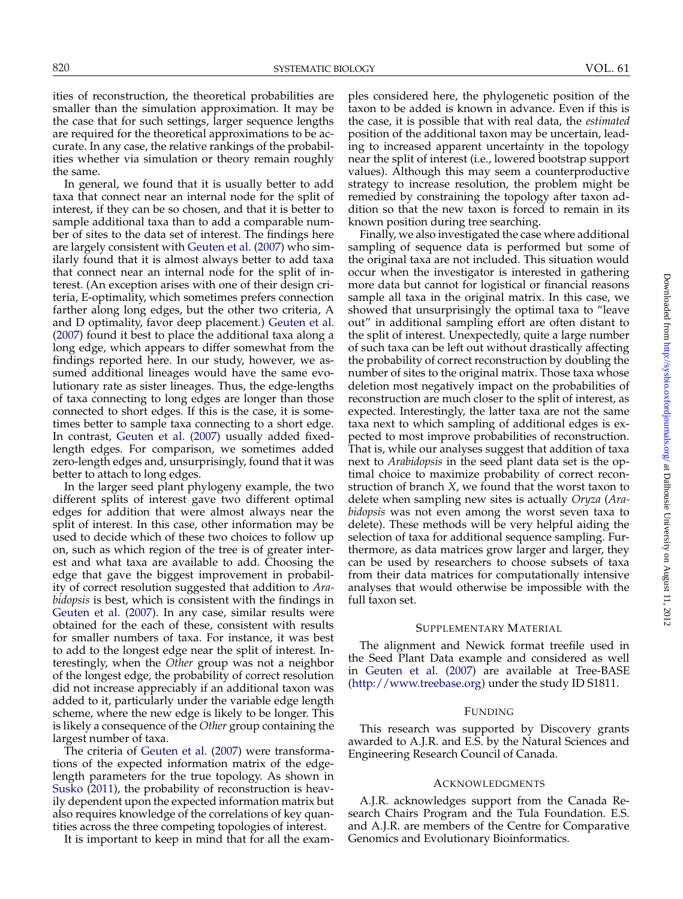ities of reconstruction, the theoretical probabilities are smaller than the simulation approximation. It may be the case that for such settings, larger sequence lengths are required for the theoretical approximations to be accurate. In any case, the relative rankings of the probabilities whether via simulation or theory remain roughly the same.

In general, we found that it is usually better to add taxa that connect near an internal node for the split of interest, if they can be so chosen, and that it is better to sample additional taxa than to add a comparable number of sites to the data set of interest. The findings here are largely consistent with Geuten et al. (2007) who similarly found that it is almost always better to add taxa that connect near an internal node for the split of interest. (An exception arises with one of their design criteria, E-optimality, which sometimes prefers connection farther along long edges, but the other two criteria, A and D optimality, favor deep placement.) Geuten et al. (2007) found it best to place the additional taxa along a long edge, which appears to differ somewhat from the findings reported here. In our study, however, we assumed additional lineages would have the same evolutionary rate as sister lineages. Thus, the edge-lengths of taxa connecting to long edges are longer than those connected to short edges. If this is the case, it is sometimes better to sample taxa connecting to a short edge. In contrast, Geuten et al. (2007) usually added fixed-length edges. For comparison, we sometimes added zero-length edges and, unsurprisingly, found that it was better to attach to long edges.

In the larger seed plant phylogeny example, the two different splits of interest gave two different optimal edges for addition that were almost always near the split of interest. In this case, other information may be used to decide which of these two choices to follow up on, such as which region of the tree is of greater interest and what taxa are available to add. Choosing the edge that gave the biggest improvement in probability of correct resolution suggested that addition to *Arabidopsis* is best, which is consistent with the findings in Geuten et al. (2007). In any case, similar results were obtained for the each of these, consistent with results for smaller numbers of taxa. For instance, it was best to add to the longest edge near the split of interest. Interestingly, when the *Other* group was not a neighbor of the longest edge, the probability of correct resolution did not increase appreciably if an additional taxon was added to it, particularly under the variable edge length scheme, where the new edge is likely to be longer. This is likely a consequence of the *Other* group containing the largest number of taxa.

The criteria of Geuten et al. (2007) were transformations of the expected information matrix of the edge-length parameters for the true topology. As shown in Susko (2011), the probability of reconstruction is heavily dependent upon the expected information matrix but also requires knowledge of the correlations of key quantities across the three competing topologies of interest.

It is important to keep in mind that for all the examples considered here, the phylogenetic position of the taxon to be added is known in advance. Even if this is the case, it is possible that with real data, the *estimated* position of the additional taxon may be uncertain, leading to increased apparent uncertainty in the topology near the split of interest (i.e., lowered bootstrap support values). Although this may seem a counterproductive strategy to increase resolution, the problem might be remedied by constraining the topology after taxon addition so that the new taxon is forced to remain in its known position during tree searching.

Finally, we also investigated the case where additional sampling of sequence data is performed but some of the original taxa are not included. This situation would occur when the investigator is interested in gathering more data but cannot for logistical or financial reasons sample all taxa in the original matrix. In this case, we showed that unsurprisingly the optimal taxa to "leave out" in additional sampling effort are often distant to the split of interest. Unexpectedly, quite a large number of such taxa can be left out without drastically affecting the probability of correct reconstruction by doubling the number of sites to the original matrix. Those taxa whose deletion most negatively impact on the probabilities of reconstruction are much closer to the split of interest, as expected. Interestingly, the latter taxa are not the same taxa next to which sampling of additional edges is expected to most improve probabilities of reconstruction. That is, while our analyses suggest that addition of taxa next to *Arabidopsis* in the seed plant data set is the optimal choice to maximize probability of correct reconstruction of branch $X$, we found that the worst taxon to delete when sampling new sites is actually *Oryza* (*Arabidopsis* was not even among the worst seven taxa to delete). These methods will be very helpful aiding the selection of taxa for additional sequence sampling. Furthermore, as data matrices grow larger and larger, they can be used by researchers to choose subsets of taxa from their data matrices for computationally intensive analyses that would otherwise be impossible with the full taxon set.

## Supplementary Material

The alignment and Newick format treefile used in the Seed Plant Data example and considered as well in Geuten et al. (2007) are available at Tree-BASE (http://www.treebase.org) under the study ID S1811.

## Funding

This research was supported by Discovery grants awarded to A.J.R. and E.S. by the Natural Sciences and Engineering Research Council of Canada.

## Acknowledgments

A.J.R. acknowledges support from the Canada Research Chairs Program and the Tula Foundation. E.S. and A.J.R. are members of the Centre for Comparative Genomics and Evolutionary Bioinformatics.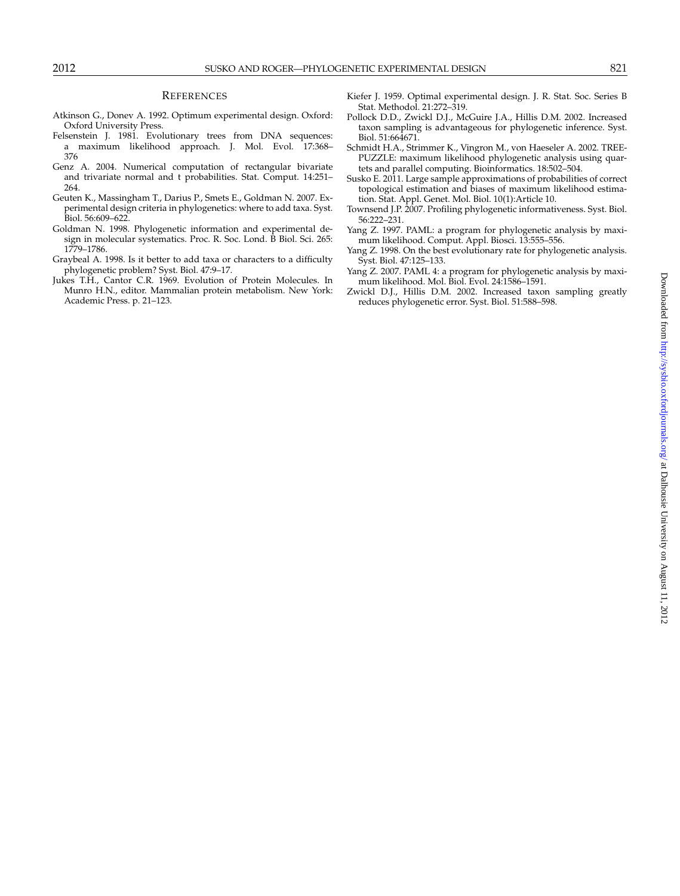## REFERENCES

Atkinson G., Donev A. 1992. Optimum experimental design. Oxford: Oxford University Press.

Felsenstein J. 1981. Evolutionary trees from DNA sequences: a maximum likelihood approach. J. Mol. Evol. 17:368–376

Genz A. 2004. Numerical computation of rectangular bivariate and trivariate normal and t probabilities. Stat. Comput. 14:251–264.

Geuten K., Massingham T., Darius P., Smets E., Goldman N. 2007. Experimental design criteria in phylogenetics: where to add taxa. Syst. Biol. 56:609–622.

Goldman N. 1998. Phylogenetic information and experimental design in molecular systematics. Proc. R. Soc. Lond. B Biol. Sci. 265: 1779–1786.

Graybeal A. 1998. Is it better to add taxa or characters to a difficulty phylogenetic problem? Syst. Biol. 47:9–17.

Jukes T.H., Cantor C.R. 1969. Evolution of Protein Molecules. In Munro H.N., editor. Mammalian protein metabolism. New York: Academic Press. p. 21–123.

Kiefer J. 1959. Optimal experimental design. J. R. Stat. Soc. Series B Stat. Methodol. 21:272–319.

Pollock D.D., Zwickl D.J., McGuire J.A., Hillis D.M. 2002. Increased taxon sampling is advantageous for phylogenetic inference. Syst. Biol. 51:664671.

Schmidt H.A., Strimmer K., Vingron M., von Haeseler A. 2002. TREE-PUZZLE: maximum likelihood phylogenetic analysis using quartets and parallel computing. Bioinformatics. 18:502–504.

Susko E. 2011. Large sample approximations of probabilities of correct topological estimation and biases of maximum likelihood estimation. Stat. Appl. Genet. Mol. Biol. 10(1):Article 10.

Townsend J.P. 2007. Profiling phylogenetic informativeness. Syst. Biol. 56:222–231.

Yang Z. 1997. PAML: a program for phylogenetic analysis by maximum likelihood. Comput. Appl. Biosci. 13:555–556.

Yang Z. 1998. On the best evolutionary rate for phylogenetic analysis. Syst. Biol. 47:125–133.

Yang Z. 2007. PAML 4: a program for phylogenetic analysis by maximum likelihood. Mol. Biol. Evol. 24:1586–1591.

Zwickl D.J., Hillis D.M. 2002. Increased taxon sampling greatly reduces phylogenetic error. Syst. Biol. 51:588–598.